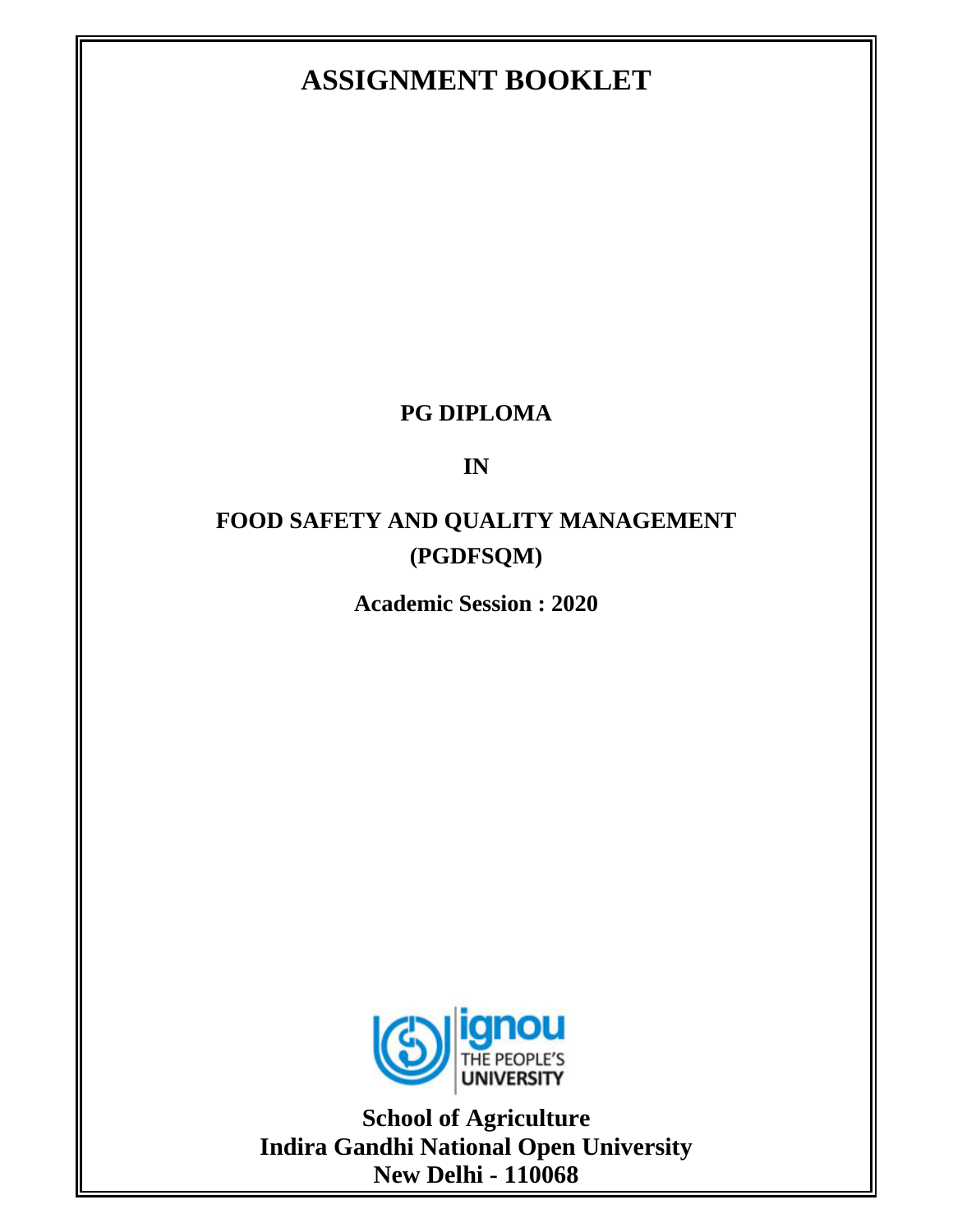# ASSIGNMENT BOOKLET

**PG DIPLOMA**

**IN**

**FOOD SAFETY AND QUALITY MANAGEMENT (PGDFSQM)**

**Academic Session : 2020**

ignou THE PEOPLE'S UNIVERSITY

**School of Agriculture**
**Indira Gandhi National Open University**
**New Delhi - 110068**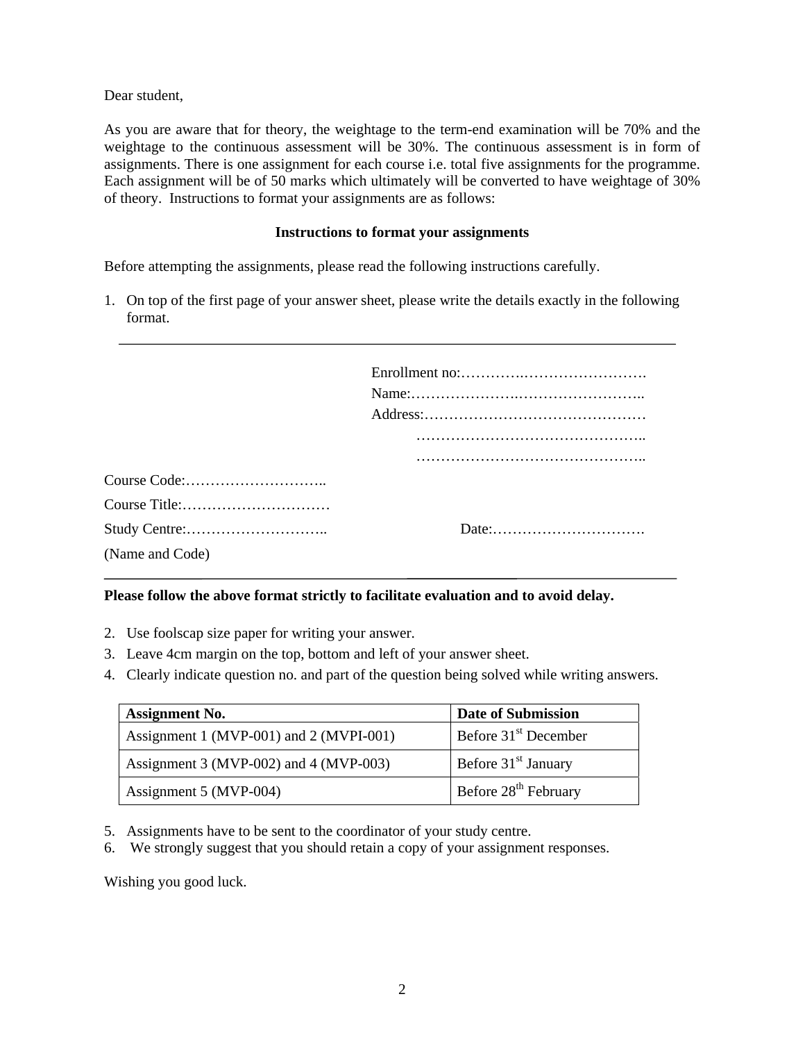Dear student,

As you are aware that for theory, the weightage to the term-end examination will be 70% and the weightage to the continuous assessment will be 30%. The continuous assessment is in form of assignments. There is one assignment for each course i.e. total five assignments for the programme. Each assignment will be of 50 marks which ultimately will be converted to have weightage of 30% of theory. Instructions to format your assignments are as follows:

**Instructions to format your assignments**

Before attempting the assignments, please read the following instructions carefully.

1. On top of the first page of your answer sheet, please write the details exactly in the following format.

---

Enrollment no:…………….…………………….

Name:…………………….……………………..

Address:………………………………………

………………………………………..

………………………………………..

Course Code:………………………..

Course Title:…………………………

Study Centre:……………………….. Date:………………………….

(Name and Code)

---

**Please follow the above format strictly to facilitate evaluation and to avoid delay.**

2. Use foolscap size paper for writing your answer.
3. Leave 4cm margin on the top, bottom and left of your answer sheet.
4. Clearly indicate question no. and part of the question being solved while writing answers.

| Assignment No. | Date of Submission |
|---|---|
| Assignment 1 (MVP-001) and 2 (MVPI-001) | Before 31st December |
| Assignment 3 (MVP-002) and 4 (MVP-003) | Before 31st January |
| Assignment 5 (MVP-004) | Before 28th February |

5. Assignments have to be sent to the coordinator of your study centre.
6. We strongly suggest that you should retain a copy of your assignment responses.

Wishing you good luck.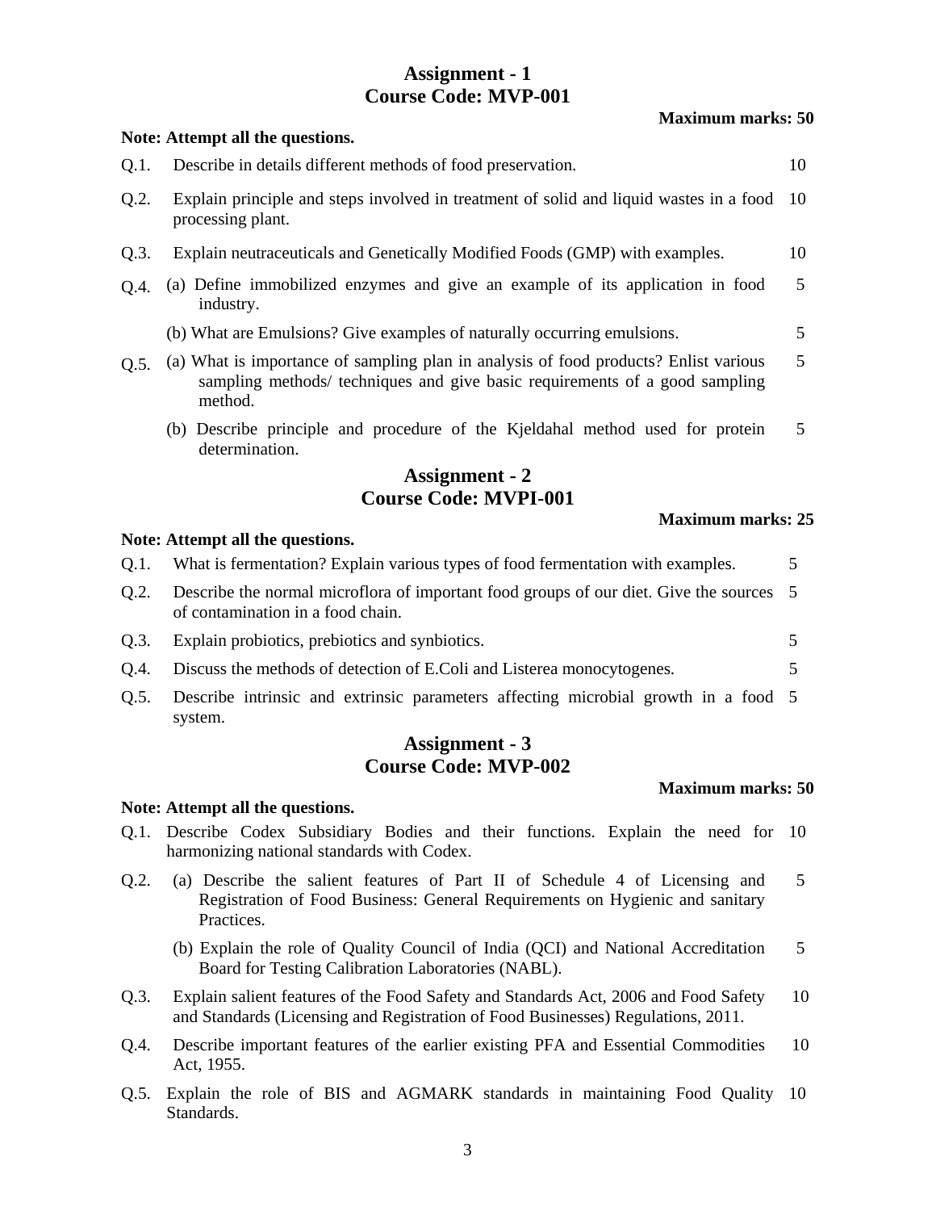## Assignment - 1
## Course Code: MVP-001

**Maximum marks: 50**

**Note: Attempt all the questions.**

| | | |
|---|---|---|
| Q.1. | Describe in details different methods of food preservation. | 10 |
| Q.2. | Explain principle and steps involved in treatment of solid and liquid wastes in a food processing plant. | 10 |
| Q.3. | Explain neutraceuticals and Genetically Modified Foods (GMP) with examples. | 10 |
| Q.4. | (a) Define immobilized enzymes and give an example of its application in food industry. | 5 |
| | (b) What are Emulsions? Give examples of naturally occurring emulsions. | 5 |
| Q.5. | (a) What is importance of sampling plan in analysis of food products? Enlist various sampling methods/ techniques and give basic requirements of a good sampling method. | 5 |
| | (b) Describe principle and procedure of the Kjeldahal method used for protein determination. | 5 |

## Assignment - 2
## Course Code: MVPI-001

**Maximum marks: 25**

**Note: Attempt all the questions.**

| | | |
|---|---|---|
| Q.1. | What is fermentation? Explain various types of food fermentation with examples. | 5 |
| Q.2. | Describe the normal microflora of important food groups of our diet. Give the sources of contamination in a food chain. | 5 |
| Q.3. | Explain probiotics, prebiotics and synbiotics. | 5 |
| Q.4. | Discuss the methods of detection of E.Coli and Listerea monocytogenes. | 5 |
| Q.5. | Describe intrinsic and extrinsic parameters affecting microbial growth in a food system. | 5 |

## Assignment - 3
## Course Code: MVP-002

**Maximum marks: 50**

**Note: Attempt all the questions.**

| | | |
|---|---|---|
| Q.1. | Describe Codex Subsidiary Bodies and their functions. Explain the need for harmonizing national standards with Codex. | 10 |
| Q.2. | (a) Describe the salient features of Part II of Schedule 4 of Licensing and Registration of Food Business: General Requirements on Hygienic and sanitary Practices. | 5 |
| | (b) Explain the role of Quality Council of India (QCI) and National Accreditation Board for Testing Calibration Laboratories (NABL). | 5 |
| Q.3. | Explain salient features of the Food Safety and Standards Act, 2006 and Food Safety and Standards (Licensing and Registration of Food Businesses) Regulations, 2011. | 10 |
| Q.4. | Describe important features of the earlier existing PFA and Essential Commodities Act, 1955. | 10 |
| Q.5. | Explain the role of BIS and AGMARK standards in maintaining Food Quality Standards. | 10 |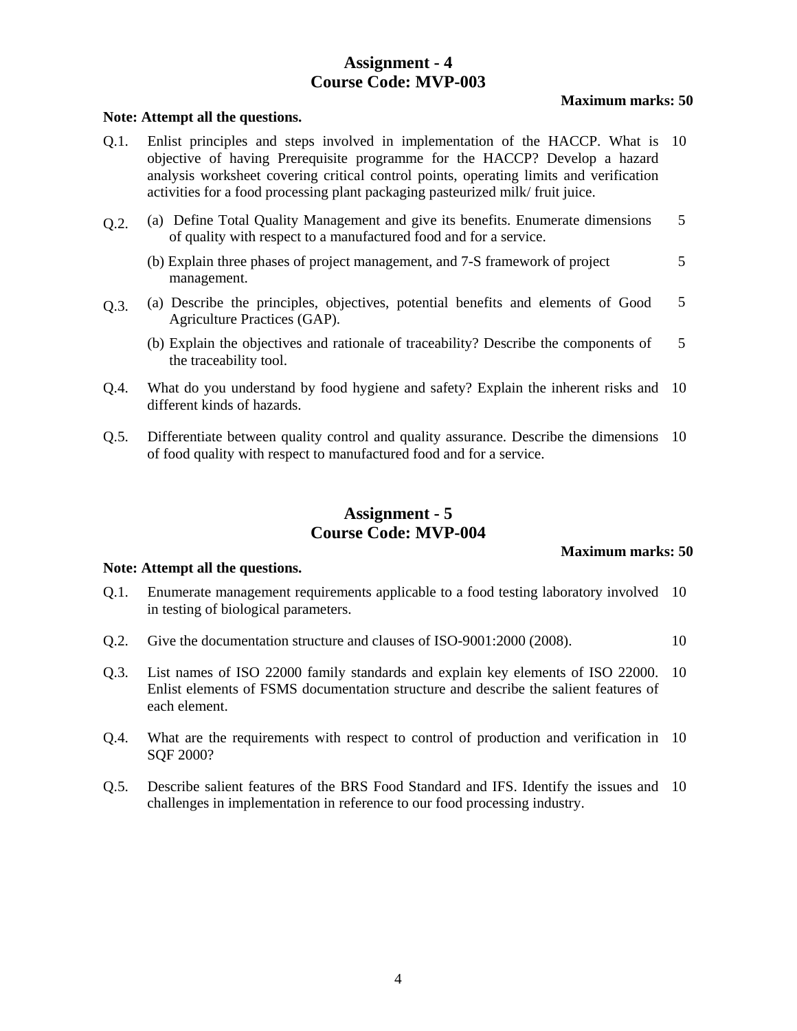## Assignment - 4
## Course Code: MVP-003

**Maximum marks: 50**

**Note: Attempt all the questions.**

Q.1. Enlist principles and steps involved in implementation of the HACCP. What is objective of having Prerequisite programme for the HACCP? Develop a hazard analysis worksheet covering critical control points, operating limits and verification activities for a food processing plant packaging pasteurized milk/ fruit juice. 10

Q.2. (a) Define Total Quality Management and give its benefits. Enumerate dimensions of quality with respect to a manufactured food and for a service. 5

(b) Explain three phases of project management, and 7-S framework of project management. 5

Q.3. (a) Describe the principles, objectives, potential benefits and elements of Good Agriculture Practices (GAP). 5

(b) Explain the objectives and rationale of traceability? Describe the components of the traceability tool. 5

Q.4. What do you understand by food hygiene and safety? Explain the inherent risks and different kinds of hazards. 10

Q.5. Differentiate between quality control and quality assurance. Describe the dimensions of food quality with respect to manufactured food and for a service. 10

## Assignment - 5
## Course Code: MVP-004

**Maximum marks: 50**

**Note: Attempt all the questions.**

Q.1. Enumerate management requirements applicable to a food testing laboratory involved in testing of biological parameters. 10

Q.2. Give the documentation structure and clauses of ISO-9001:2000 (2008). 10

Q.3. List names of ISO 22000 family standards and explain key elements of ISO 22000. Enlist elements of FSMS documentation structure and describe the salient features of each element. 10

Q.4. What are the requirements with respect to control of production and verification in SQF 2000? 10

Q.5. Describe salient features of the BRS Food Standard and IFS. Identify the issues and challenges in implementation in reference to our food processing industry. 10